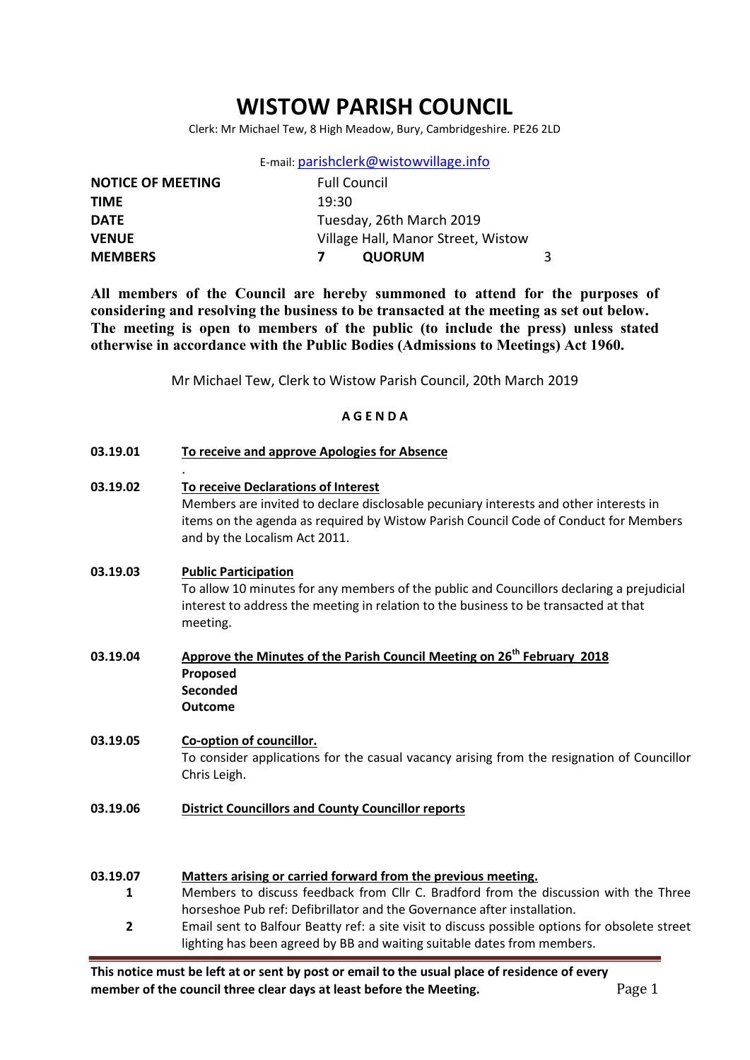# WISTOW PARISH COUNCIL

Clerk: Mr Michael Tew, 8 High Meadow, Bury, Cambridgeshire. PE26 2LD

E-mail: parishclerk@wistowvillage.info

| | | | |
|---|---|---|---|
| **NOTICE OF MEETING** | Full Council | | |
| **TIME** | 19:30 | | |
| **DATE** | Tuesday, 26th March 2019 | | |
| **VENUE** | Village Hall, Manor Street, Wistow | | |
| **MEMBERS** | 7 | **QUORUM** | 3 |

**All members of the Council are hereby summoned to attend for the purposes of considering and resolving the business to be transacted at the meeting as set out below. The meeting is open to members of the public (to include the press) unless stated otherwise in accordance with the Public Bodies (Admissions to Meetings) Act 1960.**

Mr Michael Tew, Clerk to Wistow Parish Council, 20th March 2019

## A G E N D A

**03.19.01** **To receive and approve Apologies for Absence**

.

**03.19.02** **To receive Declarations of Interest**

Members are invited to declare disclosable pecuniary interests and other interests in items on the agenda as required by Wistow Parish Council Code of Conduct for Members and by the Localism Act 2011.

**03.19.03** **Public Participation**

To allow 10 minutes for any members of the public and Councillors declaring a prejudicial interest to address the meeting in relation to the business to be transacted at that meeting.

**03.19.04** **Approve the Minutes of the Parish Council Meeting on 26th February 2018**

**Proposed**
**Seconded**
**Outcome**

**03.19.05** **Co-option of councillor.**

To consider applications for the casual vacancy arising from the resignation of Councillor Chris Leigh.

**03.19.06** **District Councillors and County Councillor reports**

**03.19.07** **Matters arising or carried forward from the previous meeting.**

1. Members to discuss feedback from Cllr C. Bradford from the discussion with the Three horseshoe Pub ref: Defibrillator and the Governance after installation.
2. Email sent to Balfour Beatty ref: a site visit to discuss possible options for obsolete street lighting has been agreed by BB and waiting suitable dates from members.

**This notice must be left at or sent by post or email to the usual place of residence of every member of the council three clear days at least before the Meeting.**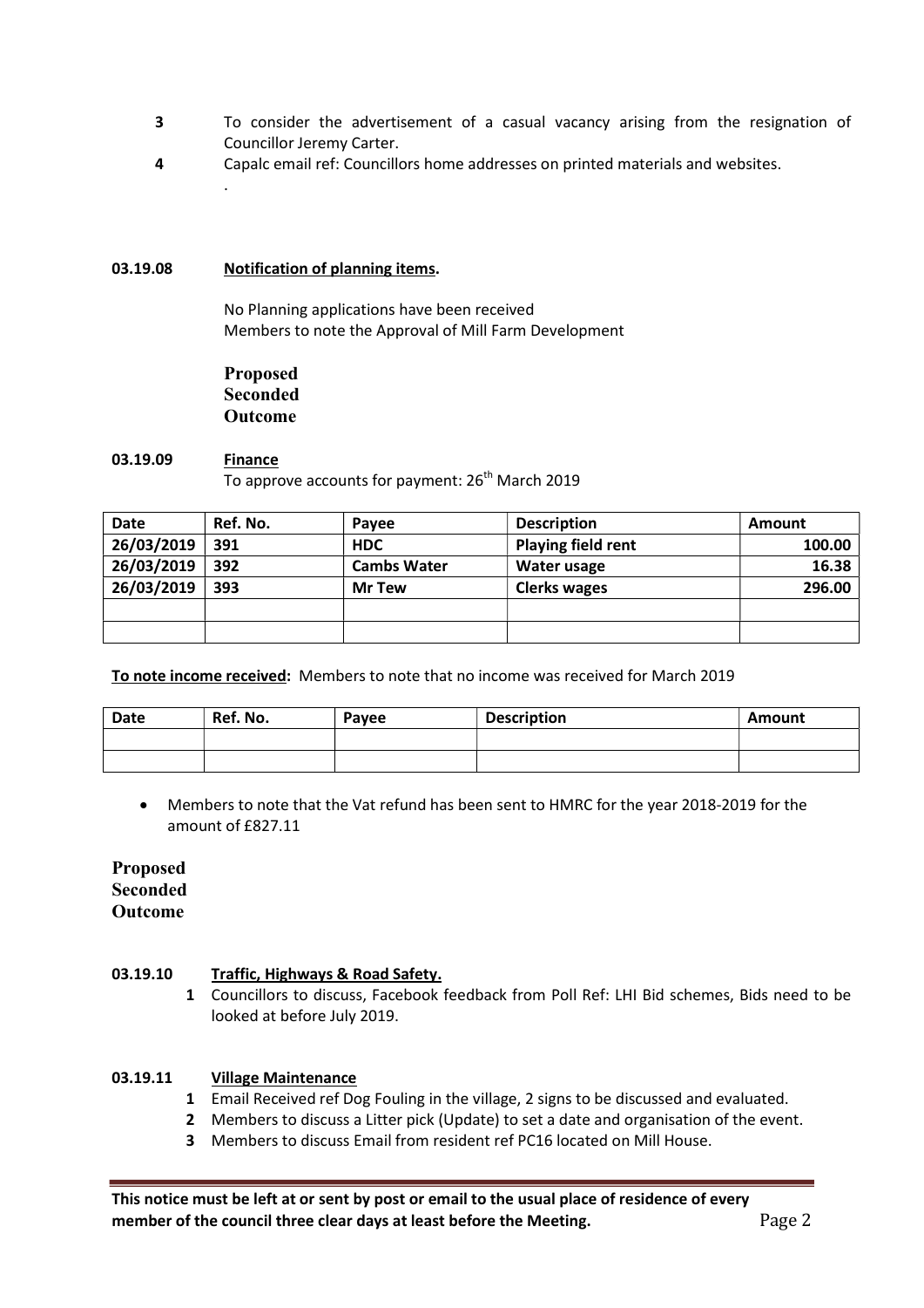3. To consider the advertisement of a casual vacancy arising from the resignation of Councillor Jeremy Carter.
4. Capalc email ref: Councillors home addresses on printed materials and websites.

.

**03.19.08** **Notification of planning items.**

No Planning applications have been received
Members to note the Approval of Mill Farm Development

**Proposed**
**Seconded**
**Outcome**

**03.19.09** **Finance**

To approve accounts for payment: 26th March 2019

| Date | Ref. No. | Payee | Description | Amount |
|---|---|---|---|---|
| **26/03/2019** | **391** | **HDC** | **Playing field rent** | **100.00** |
| **26/03/2019** | **392** | **Cambs Water** | **Water usage** | **16.38** |
| **26/03/2019** | **393** | **Mr Tew** | **Clerks wages** | **296.00** |
| | | | | |
| | | | | |

**To note income received:** Members to note that no income was received for March 2019

| Date | Ref. No. | Payee | Description | Amount |
|---|---|---|---|---|
| | | | | |
| | | | | |

- Members to note that the Vat refund has been sent to HMRC for the year 2018-2019 for the amount of £827.11

**Proposed**
**Seconded**
**Outcome**

**03.19.10** **Traffic, Highways & Road Safety.**

1. Councillors to discuss, Facebook feedback from Poll Ref: LHI Bid schemes, Bids need to be looked at before July 2019.

**03.19.11** **Village Maintenance**

1. Email Received ref Dog Fouling in the village, 2 signs to be discussed and evaluated.
2. Members to discuss a Litter pick (Update) to set a date and organisation of the event.
3. Members to discuss Email from resident ref PC16 located on Mill House.

**This notice must be left at or sent by post or email to the usual place of residence of every member of the council three clear days at least before the Meeting.**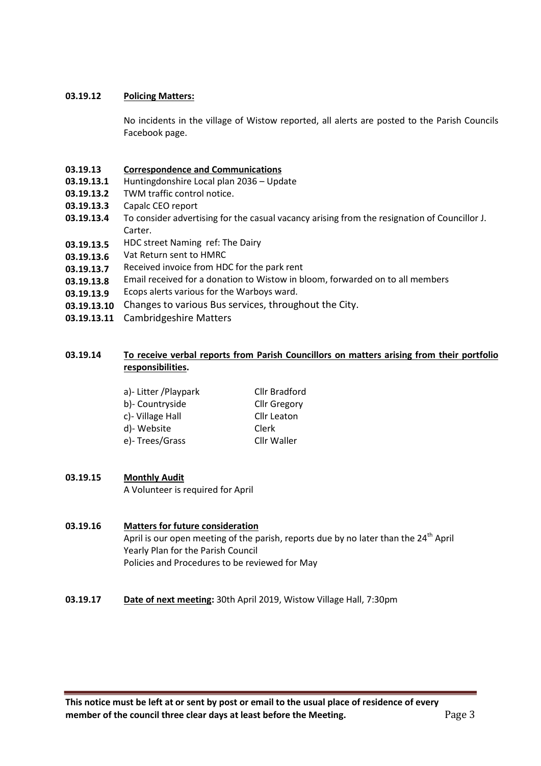**03.19.12** **Policing Matters:**

No incidents in the village of Wistow reported, all alerts are posted to the Parish Councils Facebook page.

**03.19.13** **Correspondence and Communications**

**03.19.13.1** Huntingdonshire Local plan 2036 – Update
**03.19.13.2** TWM traffic control notice.
**03.19.13.3** Capalc CEO report
**03.19.13.4** To consider advertising for the casual vacancy arising from the resignation of Councillor J. Carter.
**03.19.13.5** HDC street Naming ref: The Dairy
**03.19.13.6** Vat Return sent to HMRC
**03.19.13.7** Received invoice from HDC for the park rent
**03.19.13.8** Email received for a donation to Wistow in bloom, forwarded on to all members
**03.19.13.9** Ecops alerts various for the Warboys ward.
**03.19.13.10** Changes to various Bus services, throughout the City.
**03.19.13.11** Cambridgeshire Matters

**03.19.14** **To receive verbal reports from Parish Councillors on matters arising from their portfolio responsibilities.**

| | |
|---|---|
| a)- Litter /Playpark | Cllr Bradford |
| b)- Countryside | Cllr Gregory |
| c)- Village Hall | Cllr Leaton |
| d)- Website | Clerk |
| e)- Trees/Grass | Cllr Waller |

**03.19.15** **Monthly Audit**

A Volunteer is required for April

**03.19.16** **Matters for future consideration**

April is our open meeting of the parish, reports due by no later than the 24th April
Yearly Plan for the Parish Council
Policies and Procedures to be reviewed for May

**03.19.17** **Date of next meeting:** 30th April 2019, Wistow Village Hall, 7:30pm

**This notice must be left at or sent by post or email to the usual place of residence of every member of the council three clear days at least before the Meeting.**